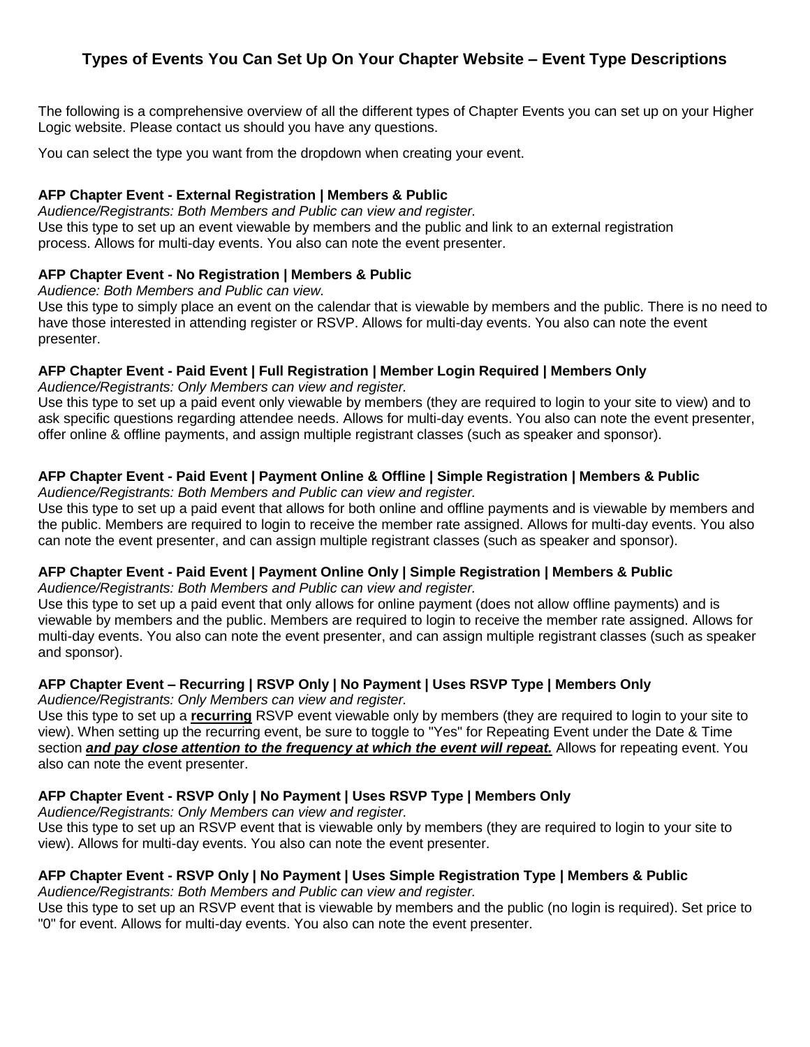# Types of Events You Can Set Up On Your Chapter Website – Event Type Descriptions

The following is a comprehensive overview of all the different types of Chapter Events you can set up on your Higher Logic website. Please contact us should you have any questions.

You can select the type you want from the dropdown when creating your event.

**AFP Chapter Event - External Registration | Members & Public**

*Audience/Registrants: Both Members and Public can view and register.*

Use this type to set up an event viewable by members and the public and link to an external registration process. Allows for multi-day events. You also can note the event presenter.

**AFP Chapter Event - No Registration | Members & Public**

*Audience: Both Members and Public can view.*

Use this type to simply place an event on the calendar that is viewable by members and the public. There is no need to have those interested in attending register or RSVP. Allows for multi-day events. You also can note the event presenter.

**AFP Chapter Event - Paid Event | Full Registration | Member Login Required | Members Only**

*Audience/Registrants: Only Members can view and register.*

Use this type to set up a paid event only viewable by members (they are required to login to your site to view) and to ask specific questions regarding attendee needs. Allows for multi-day events. You also can note the event presenter, offer online & offline payments, and assign multiple registrant classes (such as speaker and sponsor).

**AFP Chapter Event - Paid Event | Payment Online & Offline | Simple Registration | Members & Public**

*Audience/Registrants: Both Members and Public can view and register.*

Use this type to set up a paid event that allows for both online and offline payments and is viewable by members and the public. Members are required to login to receive the member rate assigned. Allows for multi-day events. You also can note the event presenter, and can assign multiple registrant classes (such as speaker and sponsor).

**AFP Chapter Event - Paid Event | Payment Online Only | Simple Registration | Members & Public**

*Audience/Registrants: Both Members and Public can view and register.*

Use this type to set up a paid event that only allows for online payment (does not allow offline payments) and is viewable by members and the public. Members are required to login to receive the member rate assigned. Allows for multi-day events. You also can note the event presenter, and can assign multiple registrant classes (such as speaker and sponsor).

**AFP Chapter Event – Recurring | RSVP Only | No Payment | Uses RSVP Type | Members Only**

*Audience/Registrants: Only Members can view and register.*

Use this type to set up a **recurring** RSVP event viewable only by members (they are required to login to your site to view). When setting up the recurring event, be sure to toggle to "Yes" for Repeating Event under the Date & Time section ***and pay close attention to the frequency at which the event will repeat.*** Allows for repeating event. You also can note the event presenter.

**AFP Chapter Event - RSVP Only | No Payment | Uses RSVP Type | Members Only**

*Audience/Registrants: Only Members can view and register.*

Use this type to set up an RSVP event that is viewable only by members (they are required to login to your site to view). Allows for multi-day events. You also can note the event presenter.

**AFP Chapter Event - RSVP Only | No Payment | Uses Simple Registration Type | Members & Public**

*Audience/Registrants: Both Members and Public can view and register.*

Use this type to set up an RSVP event that is viewable by members and the public (no login is required). Set price to "0" for event. Allows for multi-day events. You also can note the event presenter.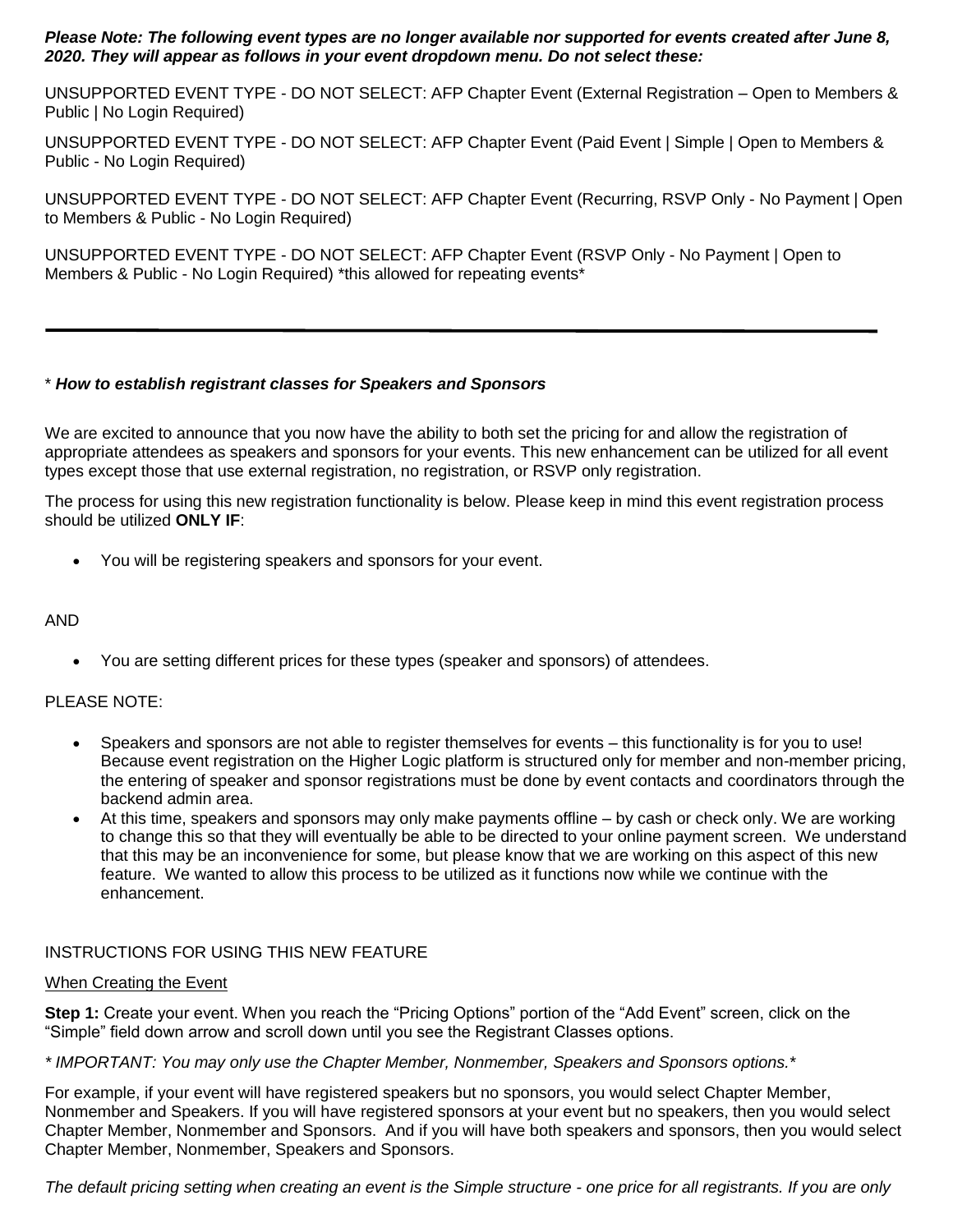***Please Note: The following event types are no longer available nor supported for events created after June 8, 2020. They will appear as follows in your event dropdown menu. Do not select these:***

UNSUPPORTED EVENT TYPE - DO NOT SELECT: AFP Chapter Event (External Registration – Open to Members & Public | No Login Required)

UNSUPPORTED EVENT TYPE - DO NOT SELECT: AFP Chapter Event (Paid Event | Simple | Open to Members & Public - No Login Required)

UNSUPPORTED EVENT TYPE - DO NOT SELECT: AFP Chapter Event (Recurring, RSVP Only - No Payment | Open to Members & Public - No Login Required)

UNSUPPORTED EVENT TYPE - DO NOT SELECT: AFP Chapter Event (RSVP Only - No Payment | Open to Members & Public - No Login Required) *this allowed for repeating events*

---

\* ***How to establish registrant classes for Speakers and Sponsors***

We are excited to announce that you now have the ability to both set the pricing for and allow the registration of appropriate attendees as speakers and sponsors for your events. This new enhancement can be utilized for all event types except those that use external registration, no registration, or RSVP only registration.

The process for using this new registration functionality is below. Please keep in mind this event registration process should be utilized **ONLY IF**:

- You will be registering speakers and sponsors for your event.

AND

- You are setting different prices for these types (speaker and sponsors) of attendees.

PLEASE NOTE:

- Speakers and sponsors are not able to register themselves for events – this functionality is for you to use! Because event registration on the Higher Logic platform is structured only for member and non-member pricing, the entering of speaker and sponsor registrations must be done by event contacts and coordinators through the backend admin area.
- At this time, speakers and sponsors may only make payments offline – by cash or check only. We are working to change this so that they will eventually be able to be directed to your online payment screen. We understand that this may be an inconvenience for some, but please know that we are working on this aspect of this new feature. We wanted to allow this process to be utilized as it functions now while we continue with the enhancement.

INSTRUCTIONS FOR USING THIS NEW FEATURE

When Creating the Event

**Step 1:** Create your event. When you reach the "Pricing Options" portion of the "Add Event" screen, click on the "Simple" field down arrow and scroll down until you see the Registrant Classes options.

*\* IMPORTANT: You may only use the Chapter Member, Nonmember, Speakers and Sponsors options.\**

For example, if your event will have registered speakers but no sponsors, you would select Chapter Member, Nonmember and Speakers. If you will have registered sponsors at your event but no speakers, then you would select Chapter Member, Nonmember and Sponsors. And if you will have both speakers and sponsors, then you would select Chapter Member, Nonmember, Speakers and Sponsors.

*The default pricing setting when creating an event is the Simple structure - one price for all registrants. If you are only*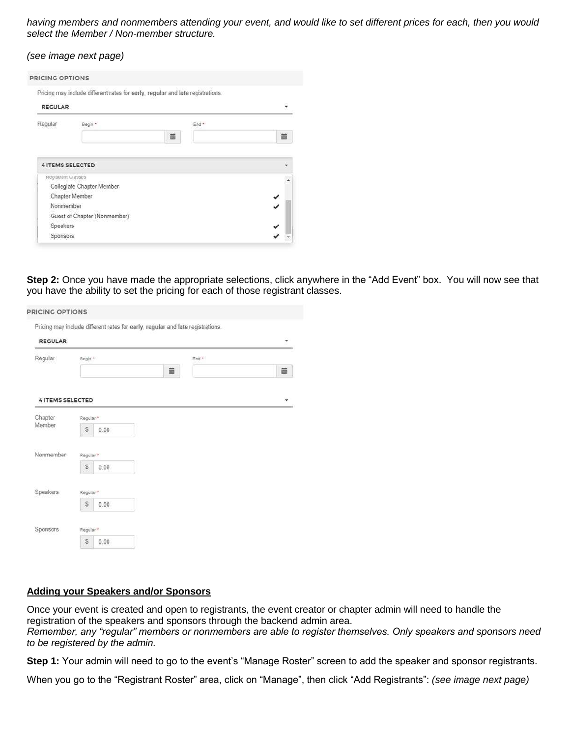*having members and nonmembers attending your event, and would like to set different prices for each, then you would select the Member / Non-member structure.*

*(see image next page)*

PRICING OPTIONS

Pricing may include different rates for **early**, **regular** and **late** registrations.

REGULAR

Regular Begin * End *

4 ITEMS SELECTED

Registrant Classes
- Collegiate Chapter Member
- Chapter Member ✔
- Nonmember ✔
- Guest of Chapter (Nonmember)
- Speakers ✔
- Sponsors ✔

**Step 2:** Once you have made the appropriate selections, click anywhere in the "Add Event" box. You will now see that you have the ability to set the pricing for each of those registrant classes.

PRICING OPTIONS

Pricing may include different rates for **early**, **regular** and **late** registrations.

REGULAR

Regular Begin * End *

4 ITEMS SELECTED

| Class | Regular * |
| --- | --- |
| Chapter Member | $ 0.00 |
| Nonmember | $ 0.00 |
| Speakers | $ 0.00 |
| Sponsors | $ 0.00 |

## **Adding your Speakers and/or Sponsors**

Once your event is created and open to registrants, the event creator or chapter admin will need to handle the registration of the speakers and sponsors through the backend admin area.
*Remember, any "regular" members or nonmembers are able to register themselves. Only speakers and sponsors need to be registered by the admin.*

**Step 1:** Your admin will need to go to the event's "Manage Roster" screen to add the speaker and sponsor registrants.

When you go to the "Registrant Roster" area, click on "Manage", then click "Add Registrants": *(see image next page)*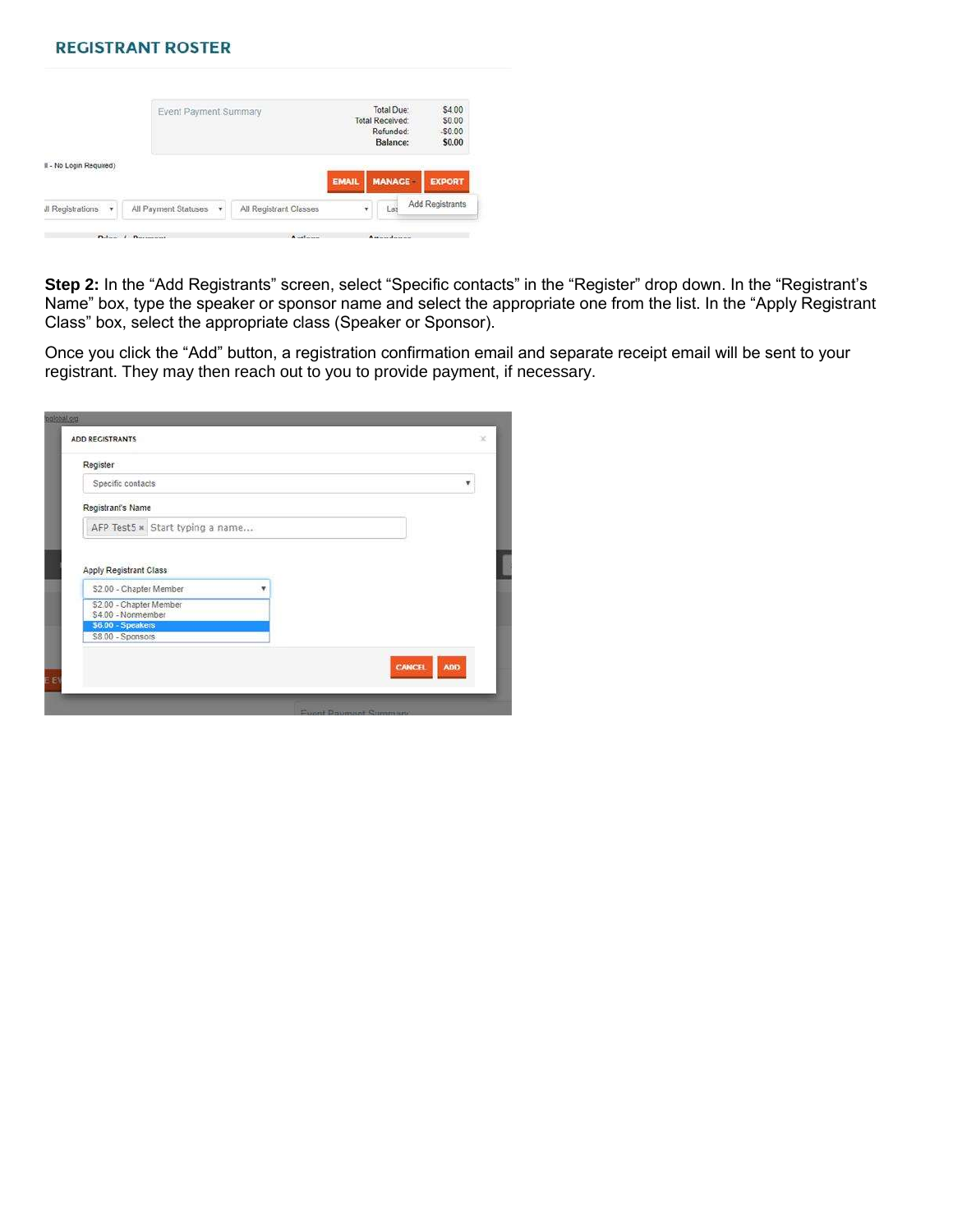## REGISTRANT ROSTER

Event Payment Summary

Total Due: $4.00
Total Received: $0.00
Refunded: -$0.00
Balance: $0.00

EMAIL MANAGE EXPORT

Add Registrants

**Step 2:** In the “Add Registrants” screen, select “Specific contacts” in the “Register” drop down. In the “Registrant’s Name” box, type the speaker or sponsor name and select the appropriate one from the list. In the “Apply Registrant Class” box, select the appropriate class (Speaker or Sponsor).

Once you click the “Add” button, a registration confirmation email and separate receipt email will be sent to your registrant. They may then reach out to you to provide payment, if necessary.

ADD REGISTRANTS

Register

Specific contacts

Registrant's Name

AFP Test5 × Start typing a name...

Apply Registrant Class

$2.00 - Chapter Member
$2.00 - Chapter Member
$4.00 - Nonmember
$6.00 - Speakers
$8.00 - Sponsors

CANCEL ADD